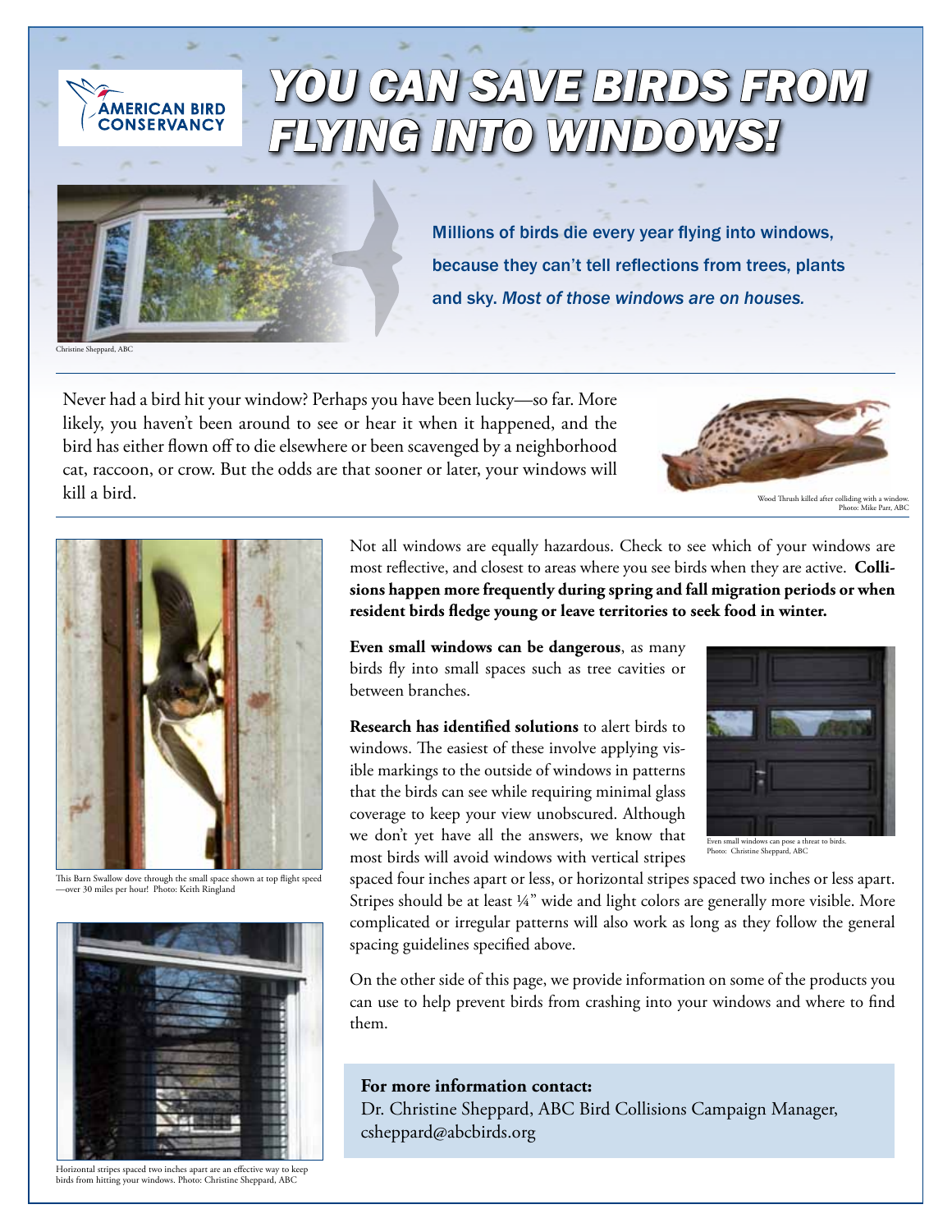AMERICAN BIRD CONSERVANCY

# YOU CAN SAVE BIRDS FROM FLYING INTO WINDOWS!

Christine Sheppard, ABC

Millions of birds die every year flying into windows, because they can't tell reflections from trees, plants and sky. *Most of those windows are on houses.*

Never had a bird hit your window? Perhaps you have been lucky—so far. More likely, you haven't been around to see or hear it when it happened, and the bird has either flown off to die elsewhere or been scavenged by a neighborhood cat, raccoon, or crow. But the odds are that sooner or later, your windows will kill a bird.

Wood Thrush killed after colliding with a window. Photo: Mike Parr, ABC

Not all windows are equally hazardous. Check to see which of your windows are most reflective, and closest to areas where you see birds when they are active. **Collisions happen more frequently during spring and fall migration periods or when resident birds fledge young or leave territories to seek food in winter.**

**Even small windows can be dangerous**, as many birds fly into small spaces such as tree cavities or between branches.

**Research has identified solutions** to alert birds to windows. The easiest of these involve applying visible markings to the outside of windows in patterns that the birds can see while requiring minimal glass coverage to keep your view unobscured. Although we don't yet have all the answers, we know that most birds will avoid windows with vertical stripes spaced four inches apart or less, or horizontal stripes spaced two inches or less apart. Stripes should be at least ¼" wide and light colors are generally more visible. More complicated or irregular patterns will also work as long as they follow the general spacing guidelines specified above.

Even small windows can pose a threat to birds. Photo: Christine Sheppard, ABC

On the other side of this page, we provide information on some of the products you can use to help prevent birds from crashing into your windows and where to find them.

This Barn Swallow dove through the small space shown at top flight speed —over 30 miles per hour! Photo: Keith Ringland

Horizontal stripes spaced two inches apart are an effective way to keep birds from hitting your windows. Photo: Christine Sheppard, ABC

**For more information contact:**
Dr. Christine Sheppard, ABC Bird Collisions Campaign Manager, csheppard@abcbirds.org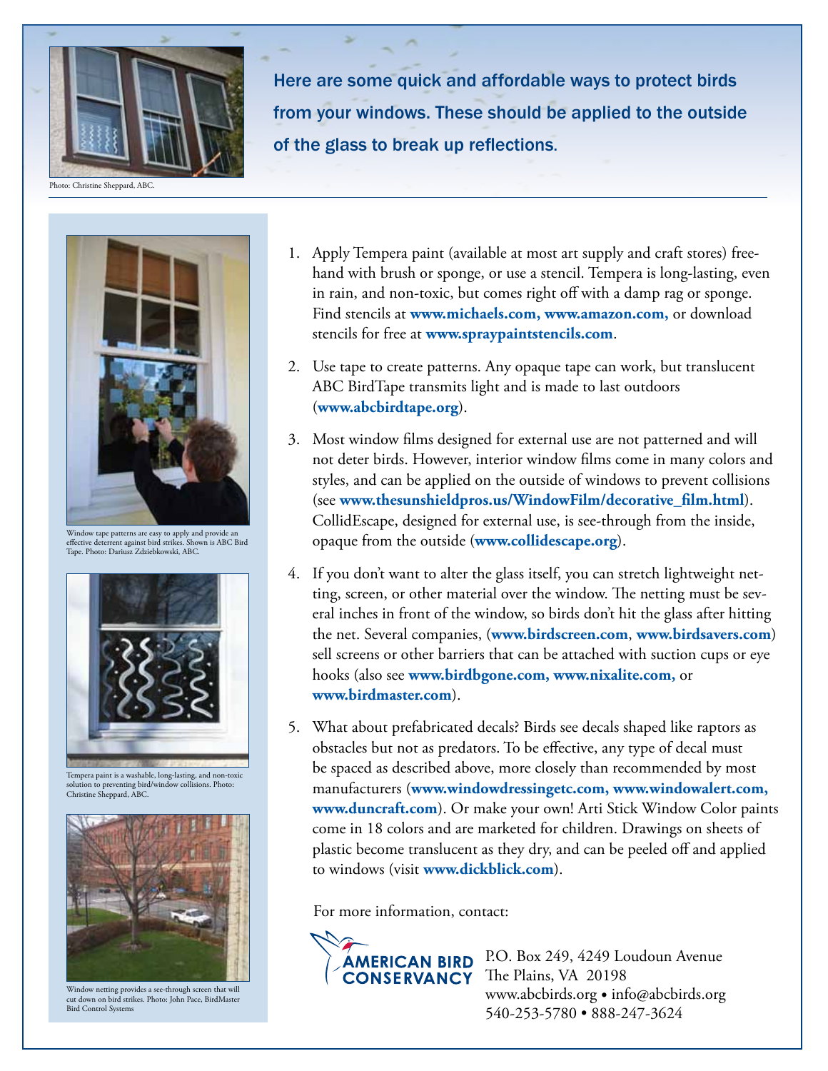Photo: Christine Sheppard, ABC.

Here are some quick and affordable ways to protect birds from your windows. These should be applied to the outside of the glass to break up reflections.

Window tape patterns are easy to apply and provide an effective deterrent against bird strikes. Shown is ABC Bird Tape. Photo: Dariusz Zdziebkowski, ABC.

Tempera paint is a washable, long-lasting, and non-toxic solution to preventing bird/window collisions. Photo: Christine Sheppard, ABC.

Window netting provides a see-through screen that will cut down on bird strikes. Photo: John Pace, BirdMaster Bird Control Systems

1. Apply Tempera paint (available at most art supply and craft stores) free-hand with brush or sponge, or use a stencil. Tempera is long-lasting, even in rain, and non-toxic, but comes right off with a damp rag or sponge. Find stencils at **www.michaels.com, www.amazon.com,** or download stencils for free at **www.spraypaintstencils.com**.

2. Use tape to create patterns. Any opaque tape can work, but translucent ABC BirdTape transmits light and is made to last outdoors (**www.abcbirdtape.org**).

3. Most window films designed for external use are not patterned and will not deter birds. However, interior window films come in many colors and styles, and can be applied on the outside of windows to prevent collisions (see **www.thesunshieldpros.us/WindowFilm/decorative_film.html**). CollidEscape, designed for external use, is see-through from the inside, opaque from the outside (**www.collidescape.org**).

4. If you don't want to alter the glass itself, you can stretch lightweight netting, screen, or other material over the window. The netting must be several inches in front of the window, so birds don't hit the glass after hitting the net. Several companies, (**www.birdscreen.com**, **www.birdsavers.com**) sell screens or other barriers that can be attached with suction cups or eye hooks (also see **www.birdbgone.com, www.nixalite.com,** or **www.birdmaster.com**).

5. What about prefabricated decals? Birds see decals shaped like raptors as obstacles but not as predators. To be effective, any type of decal must be spaced as described above, more closely than recommended by most manufacturers (**www.windowdressingetc.com, www.windowalert.com, www.duncraft.com**). Or make your own! Arti Stick Window Color paints come in 18 colors and are marketed for children. Drawings on sheets of plastic become translucent as they dry, and can be peeled off and applied to windows (visit **www.dickblick.com**).

For more information, contact:

AMERICAN BIRD CONSERVANCY

P.O. Box 249, 4249 Loudoun Avenue
The Plains, VA 20198
www.abcbirds.org • info@abcbirds.org
540-253-5780 • 888-247-3624